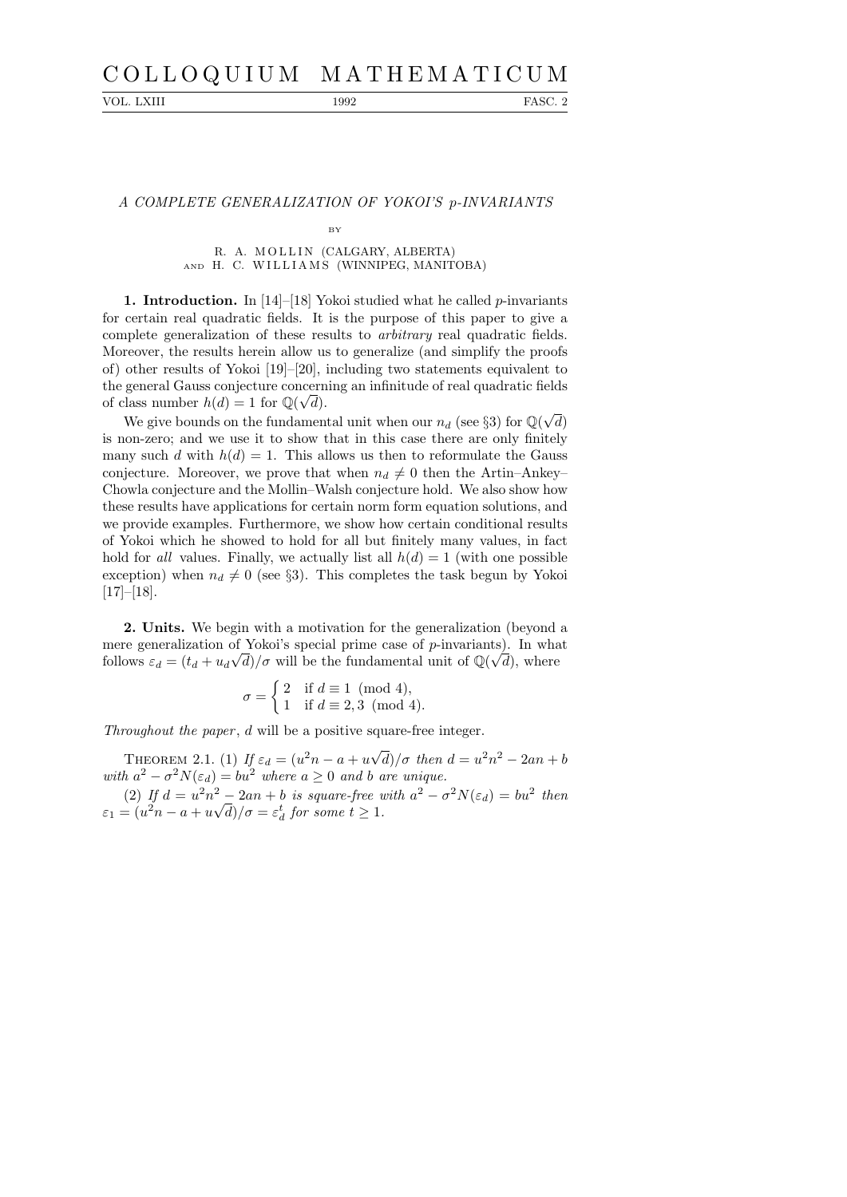# A COMPLETE GENERALIZATION OF YOKOI'S $p$-INVARIANTS

BY

R. A. MOLLIN (CALGARY, ALBERTA)
AND H. C. WILLIAMS (WINNIPEG, MANITOBA)

**1. Introduction.** In [14]–[18] Yokoi studied what he called $p$-invariants for certain real quadratic fields. It is the purpose of this paper to give a complete generalization of these results to *arbitrary* real quadratic fields. Moreover, the results herein allow us to generalize (and simplify the proofs of) other results of Yokoi [19]–[20], including two statements equivalent to the general Gauss conjecture concerning an infinitude of real quadratic fields of class number $h(d) = 1$ for $\mathbb{Q}(\sqrt{d})$.

We give bounds on the fundamental unit when our $n_d$ (see §3) for $\mathbb{Q}(\sqrt{d})$ is non-zero; and we use it to show that in this case there are only finitely many such $d$ with $h(d) = 1$. This allows us then to reformulate the Gauss conjecture. Moreover, we prove that when $n_d \neq 0$ then the Artin–Ankey–Chowla conjecture and the Mollin–Walsh conjecture hold. We also show how these results have applications for certain norm form equation solutions, and we provide examples. Furthermore, we show how certain conditional results of Yokoi which he showed to hold for all but finitely many values, in fact hold for *all* values. Finally, we actually list all $h(d) = 1$ (with one possible exception) when $n_d \neq 0$ (see §3). This completes the task begun by Yokoi [17]–[18].

**2. Units.** We begin with a motivation for the generalization (beyond a mere generalization of Yokoi's special prime case of $p$-invariants). In what follows $\varepsilon_d = (t_d + u_d\sqrt{d})/\sigma$ will be the fundamental unit of $\mathbb{Q}(\sqrt{d})$, where

$$\sigma = \begin{cases} 2 & \text{if } d \equiv 1 \pmod 4, \\ 1 & \text{if } d \equiv 2, 3 \pmod 4. \end{cases}$$

*Throughout the paper*, $d$ will be a positive square-free integer.

THEOREM 2.1. (1) *If* $\varepsilon_d = (u^2n - a + u\sqrt{d})/\sigma$ *then* $d = u^2n^2 - 2an + b$ *with* $a^2 - \sigma^2 N(\varepsilon_d) = bu^2$ *where* $a \geq 0$ *and* $b$ *are unique.*

(2) *If* $d = u^2n^2 - 2an + b$ *is square-free with* $a^2 - \sigma^2 N(\varepsilon_d) = bu^2$ *then* $\varepsilon_1 = (u^2n - a + u\sqrt{d})/\sigma = \varepsilon_d^t$ *for some* $t \geq 1$.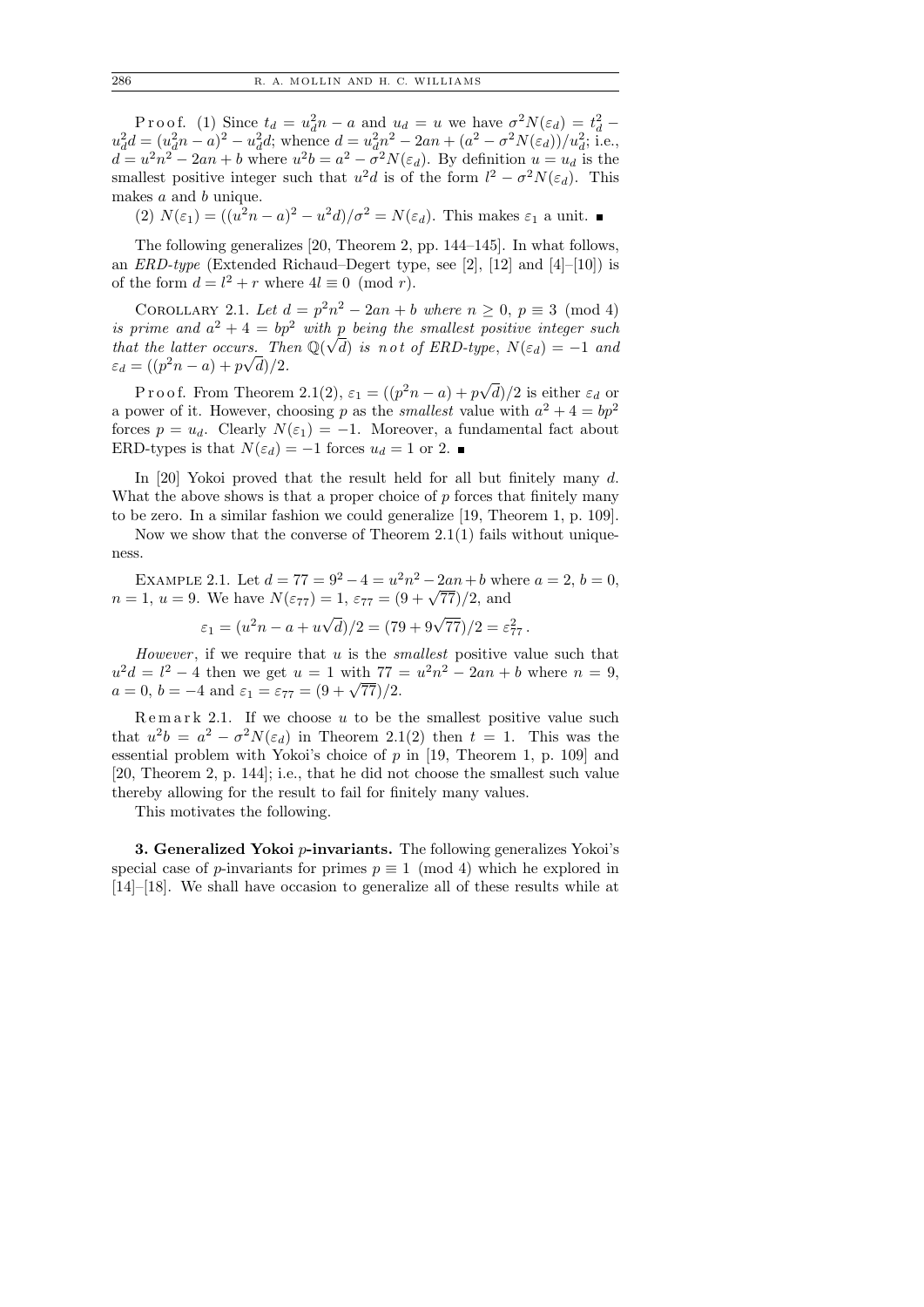P r o o f. (1) Since $t_d = u_d^2 n - a$ and $u_d = u$ we have $\sigma^2 N(\varepsilon_d) = t_d^2 - u_d^2 d = (u_d^2 n - a)^2 - u_d^2 d$; whence $d = u_d^2 n^2 - 2an + (a^2 - \sigma^2 N(\varepsilon_d))/u_d^2$; i.e., $d = u^2 n^2 - 2an + b$ where $u^2 b = a^2 - \sigma^2 N(\varepsilon_d)$. By definition $u = u_d$ is the smallest positive integer such that $u^2 d$ is of the form $l^2 - \sigma^2 N(\varepsilon_d)$. This makes $a$ and $b$ unique.

(2) $N(\varepsilon_1) = ((u^2 n - a)^2 - u^2 d)/\sigma^2 = N(\varepsilon_d)$. This makes $\varepsilon_1$ a unit. ∎

The following generalizes [20, Theorem 2, pp. 144–145]. In what follows, an *ERD-type* (Extended Richaud–Degert type, see [2], [12] and [4]–[10]) is of the form $d = l^2 + r$ where $4l \equiv 0 \pmod{r}$.

Corollary 2.1. *Let $d = p^2 n^2 - 2an + b$ where $n \geq 0$, $p \equiv 3 \pmod 4$ is prime and $a^2 + 4 = bp^2$ with $p$ being the smallest positive integer such that the latter occurs. Then $\mathbb{Q}(\sqrt{d})$ is* not *of ERD-type, $N(\varepsilon_d) = -1$ and $\varepsilon_d = ((p^2 n - a) + p\sqrt{d})/2$.*

P r o o f. From Theorem 2.1(2), $\varepsilon_1 = ((p^2 n - a) + p\sqrt{d})/2$ is either $\varepsilon_d$ or a power of it. However, choosing $p$ as the *smallest* value with $a^2 + 4 = bp^2$ forces $p = u_d$. Clearly $N(\varepsilon_1) = -1$. Moreover, a fundamental fact about ERD-types is that $N(\varepsilon_d) = -1$ forces $u_d = 1$ or 2. ∎

In [20] Yokoi proved that the result held for all but finitely many $d$. What the above shows is that a proper choice of $p$ forces that finitely many to be zero. In a similar fashion we could generalize [19, Theorem 1, p. 109].

Now we show that the converse of Theorem 2.1(1) fails without uniqueness.

Example 2.1. Let $d = 77 = 9^2 - 4 = u^2 n^2 - 2an + b$ where $a = 2$, $b = 0$, $n = 1$, $u = 9$. We have $N(\varepsilon_{77}) = 1$, $\varepsilon_{77} = (9 + \sqrt{77})/2$, and

$$\varepsilon_1 = (u^2 n - a + u\sqrt{d})/2 = (79 + 9\sqrt{77})/2 = \varepsilon_{77}^2 .$$

*However*, if we require that $u$ is the *smallest* positive value such that $u^2 d = l^2 - 4$ then we get $u = 1$ with $77 = u^2 n^2 - 2an + b$ where $n = 9$, $a = 0$, $b = -4$ and $\varepsilon_1 = \varepsilon_{77} = (9 + \sqrt{77})/2$.

R e m a r k 2.1. If we choose $u$ to be the smallest positive value such that $u^2 b = a^2 - \sigma^2 N(\varepsilon_d)$ in Theorem 2.1(2) then $t = 1$. This was the essential problem with Yokoi's choice of $p$ in [19, Theorem 1, p. 109] and [20, Theorem 2, p. 144]; i.e., that he did not choose the smallest such value thereby allowing for the result to fail for finitely many values.

This motivates the following.

## 3. Generalized Yokoi $p$-invariants.

The following generalizes Yokoi's special case of $p$-invariants for primes $p \equiv 1 \pmod 4$ which he explored in [14]–[18]. We shall have occasion to generalize all of these results while at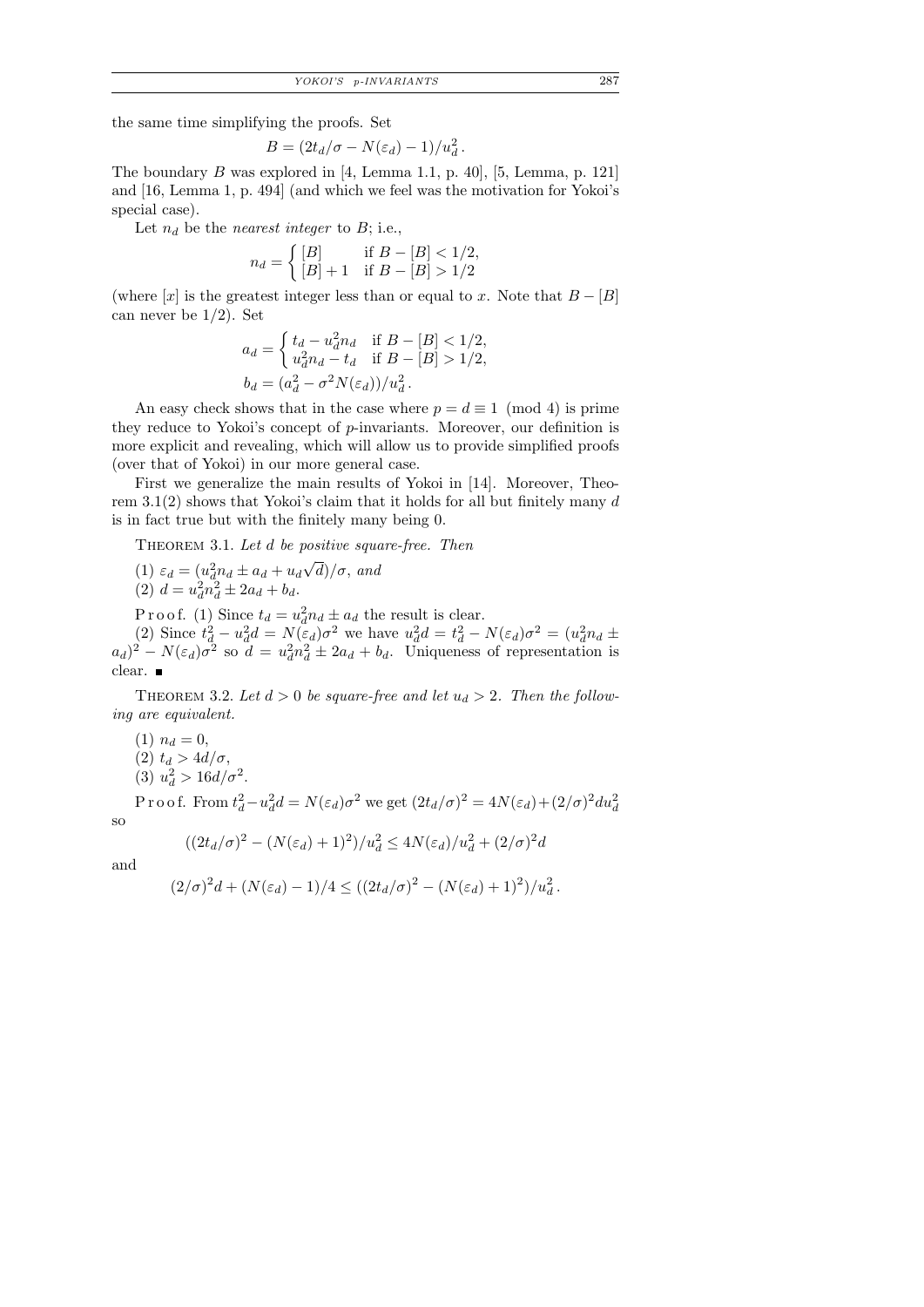the same time simplifying the proofs. Set

$$B = (2t_d/\sigma - N(\varepsilon_d) - 1)/u_d^2 .$$

The boundary $B$ was explored in [4, Lemma 1.1, p. 40], [5, Lemma, p. 121] and [16, Lemma 1, p. 494] (and which we feel was the motivation for Yokoi's special case).

Let $n_d$ be the *nearest integer* to $B$; i.e.,

$$n_d = \begin{cases} [B] & \text{if } B - [B] < 1/2, \\ [B] + 1 & \text{if } B - [B] > 1/2 \end{cases}$$

(where $[x]$ is the greatest integer less than or equal to $x$. Note that $B - [B]$ can never be $1/2$). Set

$$a_d = \begin{cases} t_d - u_d^2 n_d & \text{if } B - [B] < 1/2, \\ u_d^2 n_d - t_d & \text{if } B - [B] > 1/2, \end{cases}$$

$$b_d = (a_d^2 - \sigma^2 N(\varepsilon_d))/u_d^2 .$$

An easy check shows that in the case where $p = d \equiv 1 \pmod 4$ is prime they reduce to Yokoi's concept of $p$-invariants. Moreover, our definition is more explicit and revealing, which will allow us to provide simplified proofs (over that of Yokoi) in our more general case.

First we generalize the main results of Yokoi in [14]. Moreover, Theorem 3.1(2) shows that Yokoi's claim that it holds for all but finitely many $d$ is in fact true but with the finitely many being 0.

Theorem 3.1. *Let $d$ be positive square-free. Then*

(1) $\varepsilon_d = (u_d^2 n_d \pm a_d + u_d\sqrt{d})/\sigma$, *and*
(2) $d = u_d^2 n_d^2 \pm 2a_d + b_d$.

Proof. (1) Since $t_d = u_d^2 n_d \pm a_d$ the result is clear.

(2) Since $t_d^2 - u_d^2 d = N(\varepsilon_d)\sigma^2$ we have $u_d^2 d = t_d^2 - N(\varepsilon_d)\sigma^2 = (u_d^2 n_d \pm a_d)^2 - N(\varepsilon_d)\sigma^2$ so $d = u_d^2 n_d^2 \pm 2a_d + b_d$. Uniqueness of representation is clear. ■

Theorem 3.2. *Let $d > 0$ be square-free and let $u_d > 2$. Then the following are equivalent.*

(1) $n_d = 0$,
(2) $t_d > 4d/\sigma$,
(3) $u_d^2 > 16d/\sigma^2$.

Proof. From $t_d^2 - u_d^2 d = N(\varepsilon_d)\sigma^2$ we get $(2t_d/\sigma)^2 = 4N(\varepsilon_d) + (2/\sigma)^2 d u_d^2$ so

$$((2t_d/\sigma)^2 - (N(\varepsilon_d)+1)^2)/u_d^2 \le 4N(\varepsilon_d)/u_d^2 + (2/\sigma)^2 d$$

and

$$(2/\sigma)^2 d + (N(\varepsilon_d) - 1)/4 \le ((2t_d/\sigma)^2 - (N(\varepsilon_d)+1)^2)/u_d^2 .$$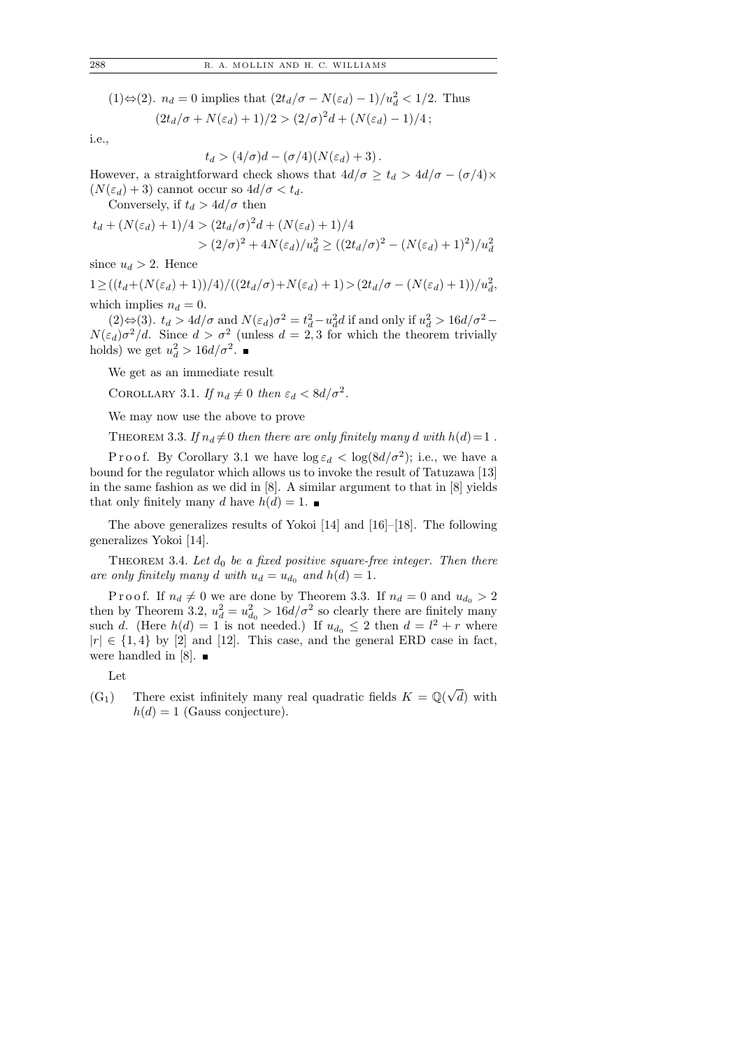(1)⇔(2). $n_d = 0$ implies that $(2t_d/\sigma - N(\varepsilon_d) - 1)/u_d^2 < 1/2$. Thus

$$(2t_d/\sigma + N(\varepsilon_d) + 1)/2 > (2/\sigma)^2 d + (N(\varepsilon_d) - 1)/4\,;$$

i.e.,

$$t_d > (4/\sigma)d - (\sigma/4)(N(\varepsilon_d) + 3)\,.$$

However, a straightforward check shows that $4d/\sigma \geq t_d > 4d/\sigma - (\sigma/4)\times (N(\varepsilon_d) + 3)$ cannot occur so $4d/\sigma < t_d$.

Conversely, if $t_d > 4d/\sigma$ then

$$\begin{aligned} t_d + (N(\varepsilon_d) + 1)/4 &> (2t_d/\sigma)^2 d + (N(\varepsilon_d) + 1)/4 \\ &> (2/\sigma)^2 + 4N(\varepsilon_d)/u_d^2 \geq ((2t_d/\sigma)^2 - (N(\varepsilon_d) + 1)^2)/u_d^2 \end{aligned}$$

since $u_d > 2$. Hence

$$1 \geq ((t_d + (N(\varepsilon_d) + 1))/4)/((2t_d/\sigma) + N(\varepsilon_d) + 1) > (2t_d/\sigma - (N(\varepsilon_d) + 1))/u_d^2,$$

which implies $n_d = 0$.

(2)⇔(3). $t_d > 4d/\sigma$ and $N(\varepsilon_d)\sigma^2 = t_d^2 - u_d^2 d$ if and only if $u_d^2 > 16d/\sigma^2 - N(\varepsilon_d)\sigma^2/d$. Since $d > \sigma^2$ (unless $d = 2, 3$ for which the theorem trivially holds) we get $u_d^2 > 16d/\sigma^2$. ∎

We get as an immediate result

Corollary 3.1. *If $n_d \neq 0$ then $\varepsilon_d < 8d/\sigma^2$.*

We may now use the above to prove

Theorem 3.3. *If $n_d \neq 0$ then there are only finitely many $d$ with $h(d) = 1$.*

Proof. By Corollary 3.1 we have $\log \varepsilon_d < \log(8d/\sigma^2)$; i.e., we have a bound for the regulator which allows us to invoke the result of Tatuzawa [13] in the same fashion as we did in [8]. A similar argument to that in [8] yields that only finitely many $d$ have $h(d) = 1$. ∎

The above generalizes results of Yokoi [14] and [16]–[18]. The following generalizes Yokoi [14].

Theorem 3.4. *Let $d_0$ be a fixed positive square-free integer. Then there are only finitely many $d$ with $u_d = u_{d_0}$ and $h(d) = 1$.*

Proof. If $n_d \neq 0$ we are done by Theorem 3.3. If $n_d = 0$ and $u_{d_0} > 2$ then by Theorem 3.2, $u_d^2 = u_{d_0}^2 > 16d/\sigma^2$ so clearly there are finitely many such $d$. (Here $h(d) = 1$ is not needed.) If $u_{d_0} \leq 2$ then $d = l^2 + r$ where $|r| \in \{1, 4\}$ by [2] and [12]. This case, and the general ERD case in fact, were handled in [8]. ∎

Let

($G_1$) There exist infinitely many real quadratic fields $K = \mathbb{Q}(\sqrt{d})$ with $h(d) = 1$ (Gauss conjecture).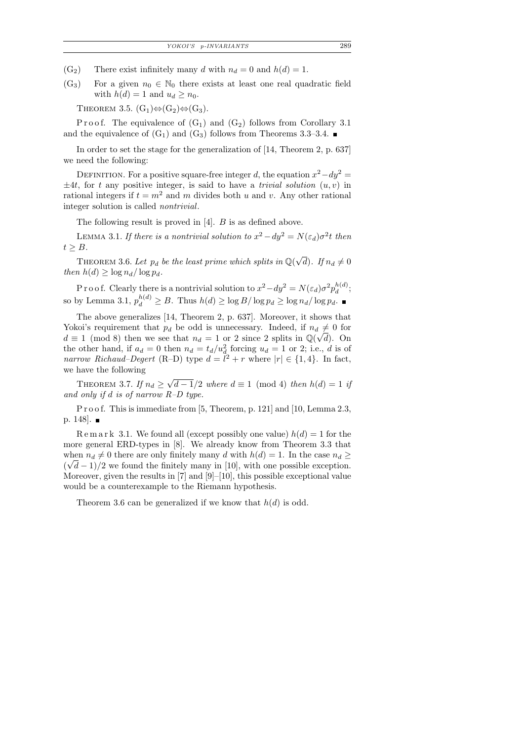($G_2$) There exist infinitely many $d$ with $n_d = 0$ and $h(d) = 1$.

($G_3$) For a given $n_0 \in \mathbb{N}_0$ there exists at least one real quadratic field with $h(d) = 1$ and $u_d \geq n_0$.

THEOREM 3.5. ($G_1$)$\Leftrightarrow$($G_2$)$\Leftrightarrow$($G_3$).

Proof. The equivalence of ($G_1$) and ($G_2$) follows from Corollary 3.1 and the equivalence of ($G_1$) and ($G_3$) follows from Theorems 3.3–3.4. ■

In order to set the stage for the generalization of [14, Theorem 2, p. 637] we need the following:

DEFINITION. For a positive square-free integer $d$, the equation $x^2 - dy^2 = \pm 4t$, for $t$ any positive integer, is said to have a *trivial solution* $(u, v)$ in rational integers if $t = m^2$ and $m$ divides both $u$ and $v$. Any other rational integer solution is called *nontrivial*.

The following result is proved in [4]. $B$ is as defined above.

LEMMA 3.1. *If there is a nontrivial solution to $x^2 - dy^2 = N(\varepsilon_d)\sigma^2 t$ then $t \geq B$.*

THEOREM 3.6. *Let $p_d$ be the least prime which splits in $\mathbb{Q}(\sqrt{d})$. If $n_d \neq 0$ then $h(d) \geq \log n_d / \log p_d$.*

Proof. Clearly there is a nontrivial solution to $x^2 - dy^2 = N(\varepsilon_d)\sigma^2 p_d^{h(d)}$; so by Lemma 3.1, $p_d^{h(d)} \geq B$. Thus $h(d) \geq \log B / \log p_d \geq \log n_d / \log p_d$. ■

The above generalizes [14, Theorem 2, p. 637]. Moreover, it shows that Yokoi's requirement that $p_d$ be odd is unnecessary. Indeed, if $n_d \neq 0$ for $d \equiv 1 \pmod 8$ then we see that $n_d = 1$ or 2 since 2 splits in $\mathbb{Q}(\sqrt{d})$. On the other hand, if $a_d = 0$ then $n_d = t_d/u_d^2$ forcing $u_d = 1$ or 2; i.e., $d$ is of *narrow Richaud–Degert* (R–D) type $d = l^2 + r$ where $|r| \in \{1, 4\}$. In fact, we have the following

THEOREM 3.7. *If $n_d \geq \sqrt{d-1}/2$ where $d \equiv 1 \pmod 4$ then $h(d) = 1$ if and only if $d$ is of narrow R–D type.*

Proof. This is immediate from [5, Theorem, p. 121] and [10, Lemma 2.3, p. 148]. ■

Remark 3.1. We found all (except possibly one value) $h(d) = 1$ for the more general ERD-types in [8]. We already know from Theorem 3.3 that when $n_d \neq 0$ there are only finitely many $d$ with $h(d) = 1$. In the case $n_d \geq (\sqrt{d} - 1)/2$ we found the finitely many in [10], with one possible exception. Moreover, given the results in [7] and [9]–[10], this possible exceptional value would be a counterexample to the Riemann hypothesis.

Theorem 3.6 can be generalized if we know that $h(d)$ is odd.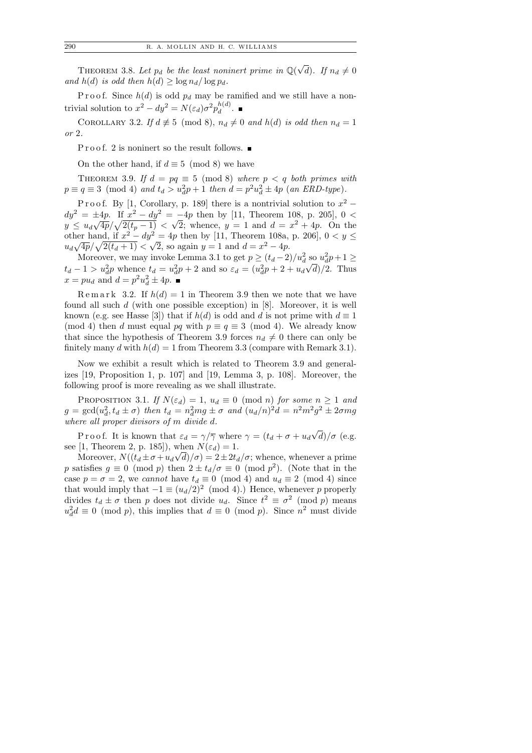THEOREM 3.8. *Let $p_d$ be the least noninert prime in $\mathbb{Q}(\sqrt{d})$. If $n_d \neq 0$ and $h(d)$ is odd then $h(d) \geq \log n_d / \log p_d$.*

P r o o f. Since $h(d)$ is odd $p_d$ may be ramified and we still have a nontrivial solution to $x^2 - dy^2 = N(\varepsilon_d)\sigma^2 p_d^{h(d)}$. ∎

COROLLARY 3.2. *If $d \not\equiv 5 \pmod 8$, $n_d \neq 0$ and $h(d)$ is odd then $n_d = 1$ or $2$.*

P r o o f. 2 is noninert so the result follows. ∎

On the other hand, if $d \equiv 5 \pmod 8$ we have

THEOREM 3.9. *If $d = pq \equiv 5 \pmod 8$ where $p < q$ both primes with $p \equiv q \equiv 3 \pmod 4$ and $t_d > u_d^2 p + 1$ then $d = p^2 u_d^2 \pm 4p$ (an ERD-type).*

P r o o f. By [1, Corollary, p. 189] there is a nontrivial solution to $x^2 - dy^2 = \pm 4p$. If $x^2 - dy^2 = -4p$ then by [11, Theorem 108, p. 205], $0 < y \leq u_d\sqrt{4p}/\sqrt{2(t_p - 1)} < \sqrt{2}$; whence, $y = 1$ and $d = x^2 + 4p$. On the other hand, if $x^2 - dy^2 = 4p$ then by [11, Theorem 108a, p. 206], $0 < y \leq u_d\sqrt{4p}/\sqrt{2(t_d + 1)} < \sqrt{2}$, so again $y = 1$ and $d = x^2 - 4p$.

Moreover, we may invoke Lemma 3.1 to get $p \geq (t_d - 2)/u_d^2$ so $u_d^2 p + 1 \geq t_d - 1 > u_d^2 p$ whence $t_d = u_d^2 p + 2$ and so $\varepsilon_d = (u_d^2 p + 2 + u_d\sqrt{d})/2$. Thus $x = pu_d$ and $d = p^2 u_d^2 \pm 4p$. ∎

R e m a r k 3.2. If $h(d) = 1$ in Theorem 3.9 then we note that we have found all such $d$ (with one possible exception) in [8]. Moreover, it is well known (e.g. see Hasse [3]) that if $h(d)$ is odd and $d$ is not prime with $d \equiv 1 \pmod 4$ then $d$ must equal $pq$ with $p \equiv q \equiv 3 \pmod 4$. We already know that since the hypothesis of Theorem 3.9 forces $n_d \neq 0$ there can only be finitely many $d$ with $h(d) = 1$ from Theorem 3.3 (compare with Remark 3.1).

Now we exhibit a result which is related to Theorem 3.9 and generalizes [19, Proposition 1, p. 107] and [19, Lemma 3, p. 108]. Moreover, the following proof is more revealing as we shall illustrate.

PROPOSITION 3.1. *If $N(\varepsilon_d) = 1$, $u_d \equiv 0 \pmod n$ for some $n \geq 1$ and $g = \gcd(u_d^2, t_d \pm \sigma)$ then $t_d = n_d^2 mg \pm \sigma$ and $(u_d/n)^2 d = n^2 m^2 g^2 \pm 2\sigma mg$ where all proper divisors of $m$ divide $d$.*

P r o o f. It is known that $\varepsilon_d = \gamma/\overline{\gamma}$ where $\gamma = (t_d + \sigma + u_d\sqrt{d})/\sigma$ (e.g. see [1, Theorem 2, p. 185]), when $N(\varepsilon_d) = 1$.

Moreover, $N((t_d \pm \sigma + u_d\sqrt{d})/\sigma) = 2 \pm 2t_d/\sigma$; whence, whenever a prime $p$ satisfies $g \equiv 0 \pmod p$ then $2 \pm t_d/\sigma \equiv 0 \pmod{p^2}$. (Note that in the case $p = \sigma = 2$, we *cannot* have $t_d \equiv 0 \pmod 4$ and $u_d \equiv 2 \pmod 4$ since that would imply that $-1 \equiv (u_d/2)^2 \pmod 4$.) Hence, whenever $p$ properly divides $t_d \pm \sigma$ then $p$ does not divide $u_d$. Since $t^2 \equiv \sigma^2 \pmod p$ means $u_d^2 d \equiv 0 \pmod p$, this implies that $d \equiv 0 \pmod p$. Since $n^2$ must divide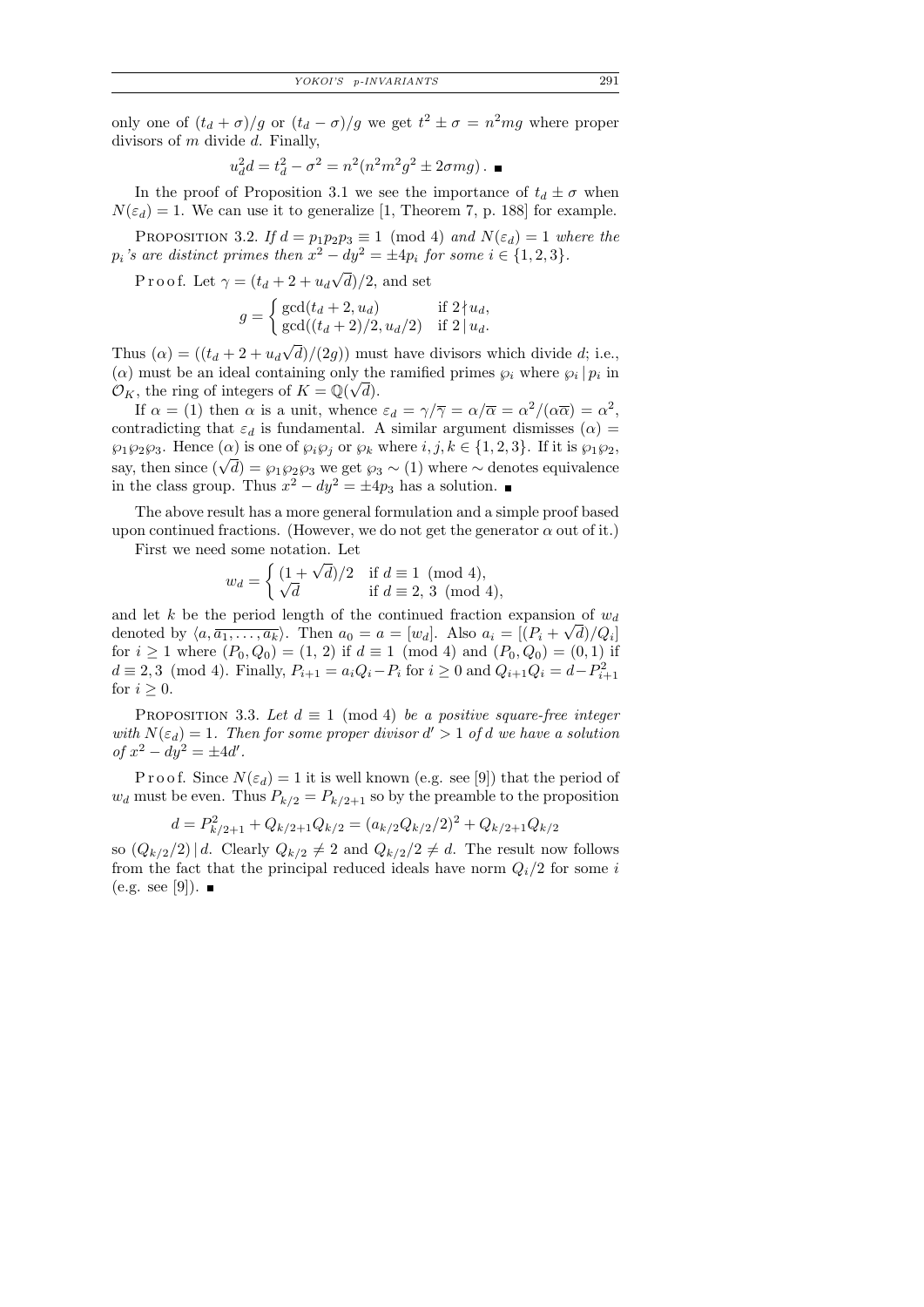only one of $(t_d+\sigma)/g$ or $(t_d-\sigma)/g$ we get $t^2 \pm \sigma = n^2 mg$ where proper divisors of $m$ divide $d$. Finally,

$$u_d^2 d = t_d^2 - \sigma^2 = n^2(n^2m^2g^2 \pm 2\sigma mg)\,. \ \blacksquare$$

In the proof of Proposition 3.1 we see the importance of $t_d \pm \sigma$ when $N(\varepsilon_d) = 1$. We can use it to generalize [1, Theorem 7, p. 188] for example.

Proposition 3.2. *If $d = p_1p_2p_3 \equiv 1 \pmod 4$ and $N(\varepsilon_d) = 1$ where the $p_i$'s are distinct primes then $x^2 - dy^2 = \pm 4p_i$ for some $i \in \{1,2,3\}$.*

Proof. Let $\gamma = (t_d + 2 + u_d\sqrt{d})/2$, and set

$$g = \begin{cases} \gcd(t_d+2, u_d) & \text{if } 2 \nmid u_d, \\ \gcd((t_d+2)/2, u_d/2) & \text{if } 2 \mid u_d. \end{cases}$$

Thus $(\alpha) = ((t_d + 2 + u_d\sqrt{d})/(2g))$ must have divisors which divide $d$; i.e., $(\alpha)$ must be an ideal containing only the ramified primes $\wp_i$ where $\wp_i \mid p_i$ in $\mathcal{O}_K$, the ring of integers of $K = \mathbb{Q}(\sqrt{d})$.

If $\alpha = (1)$ then $\alpha$ is a unit, whence $\varepsilon_d = \gamma/\overline{\gamma} = \alpha/\overline{\alpha} = \alpha^2/(\alpha\overline{\alpha}) = \alpha^2$, contradicting that $\varepsilon_d$ is fundamental. A similar argument dismisses $(\alpha) = \wp_1\wp_2\wp_3$. Hence $(\alpha)$ is one of $\wp_i\wp_j$ or $\wp_k$ where $i,j,k \in \{1,2,3\}$. If it is $\wp_1\wp_2$, say, then since $(\sqrt{d}) = \wp_1\wp_2\wp_3$ we get $\wp_3 \sim (1)$ where $\sim$ denotes equivalence in the class group. Thus $x^2 - dy^2 = \pm 4p_3$ has a solution. $\blacksquare$

The above result has a more general formulation and a simple proof based upon continued fractions. (However, we do not get the generator $\alpha$ out of it.)

First we need some notation. Let

$$w_d = \begin{cases} (1+\sqrt{d})/2 & \text{if } d \equiv 1 \pmod 4, \\ \sqrt{d} & \text{if } d \equiv 2,\,3 \pmod 4, \end{cases}$$

and let $k$ be the period length of the continued fraction expansion of $w_d$ denoted by $\langle a, \overline{a_1, \ldots, a_k}\rangle$. Then $a_0 = a = [w_d]$. Also $a_i = [(P_i + \sqrt{d})/Q_i]$ for $i \ge 1$ where $(P_0, Q_0) = (1,\,2)$ if $d \equiv 1 \pmod 4$ and $(P_0, Q_0) = (0,1)$ if $d \equiv 2, 3 \pmod 4$. Finally, $P_{i+1} = a_iQ_i - P_i$ for $i \ge 0$ and $Q_{i+1}Q_i = d - P_{i+1}^2$ for $i \ge 0$.

Proposition 3.3. *Let $d \equiv 1 \pmod 4$ be a positive square-free integer with $N(\varepsilon_d) = 1$. Then for some proper divisor $d' > 1$ of $d$ we have a solution of $x^2 - dy^2 = \pm 4d'$.*

Proof. Since $N(\varepsilon_d) = 1$ it is well known (e.g. see [9]) that the period of $w_d$ must be even. Thus $P_{k/2} = P_{k/2+1}$ so by the preamble to the proposition

$$d = P_{k/2+1}^2 + Q_{k/2+1}Q_{k/2} = (a_{k/2}Q_{k/2}/2)^2 + Q_{k/2+1}Q_{k/2}$$

so $(Q_{k/2}/2) \mid d$. Clearly $Q_{k/2} \ne 2$ and $Q_{k/2}/2 \ne d$. The result now follows from the fact that the principal reduced ideals have norm $Q_i/2$ for some $i$ (e.g. see [9]). $\blacksquare$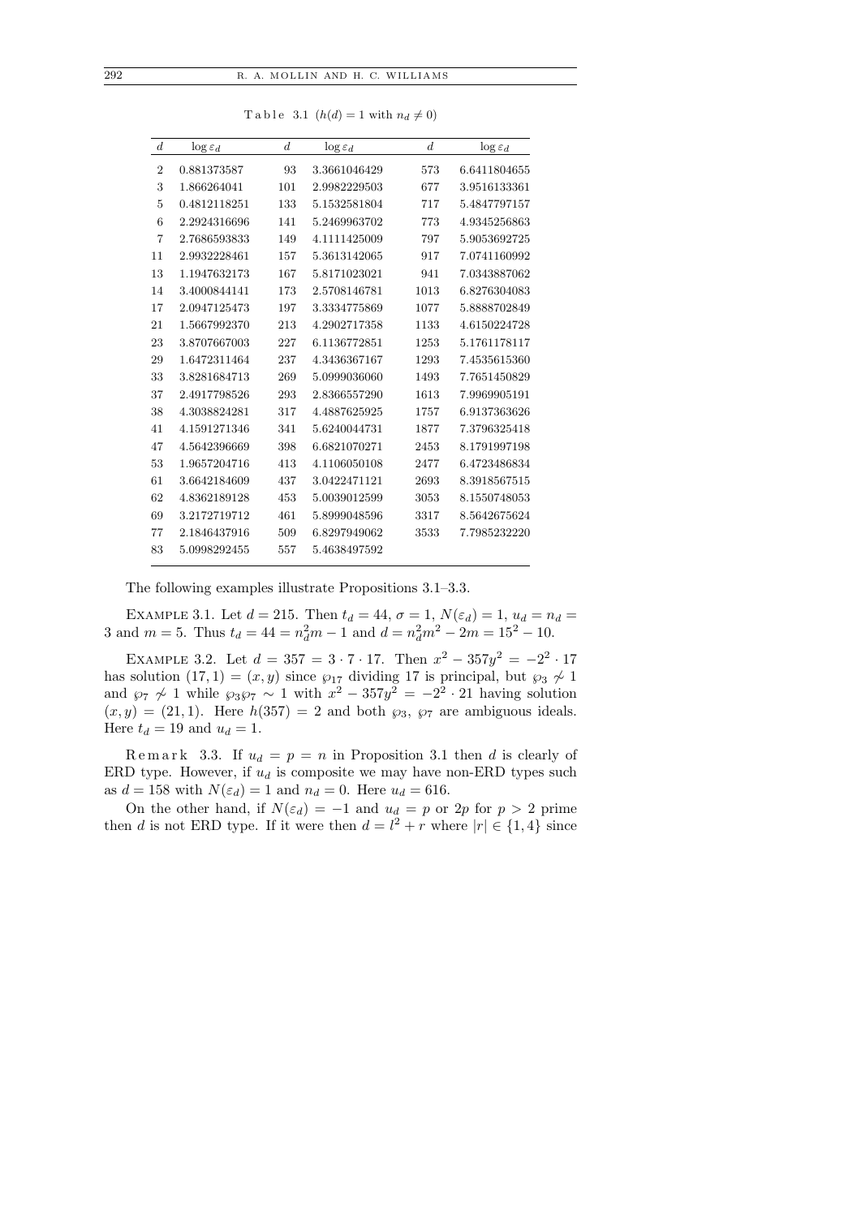Table 3.1 ($h(d) = 1$ with $n_d \neq 0$)

| $d$ | $\log \varepsilon_d$ | $d$ | $\log \varepsilon_d$ | $d$ | $\log \varepsilon_d$ |
|---|---|---|---|---|---|
| 2 | 0.881373587 | 93 | 3.3661046429 | 573 | 6.6411804655 |
| 3 | 1.866264041 | 101 | 2.9982229503 | 677 | 3.9516133361 |
| 5 | 0.4812118251 | 133 | 5.1532581804 | 717 | 5.4847797157 |
| 6 | 2.2924316696 | 141 | 5.2469963702 | 773 | 4.9345256863 |
| 7 | 2.7686593833 | 149 | 4.1111425009 | 797 | 5.9053692725 |
| 11 | 2.9932228461 | 157 | 5.3613142065 | 917 | 7.0741160992 |
| 13 | 1.1947632173 | 167 | 5.8171023021 | 941 | 7.0343887062 |
| 14 | 3.4000844141 | 173 | 2.5708146781 | 1013 | 6.8276304083 |
| 17 | 2.0947125473 | 197 | 3.3334775869 | 1077 | 5.8888702849 |
| 21 | 1.5667992370 | 213 | 4.2902717358 | 1133 | 4.6150224728 |
| 23 | 3.8707667003 | 227 | 6.1136772851 | 1253 | 5.1761178117 |
| 29 | 1.6472311464 | 237 | 4.3436367167 | 1293 | 7.4535615360 |
| 33 | 3.8281684713 | 269 | 5.0999036060 | 1493 | 7.7651450829 |
| 37 | 2.4917798526 | 293 | 2.8366557290 | 1613 | 7.9969905191 |
| 38 | 4.3038824281 | 317 | 4.4887625925 | 1757 | 6.9137363626 |
| 41 | 4.1591271346 | 341 | 5.6240044731 | 1877 | 7.3796325418 |
| 47 | 4.5642396669 | 398 | 6.6821070271 | 2453 | 8.1791997198 |
| 53 | 1.9657204716 | 413 | 4.1106050108 | 2477 | 6.4723486834 |
| 61 | 3.6642184609 | 437 | 3.0422471121 | 2693 | 8.3918567515 |
| 62 | 4.8362189128 | 453 | 5.0039012599 | 3053 | 8.1550748053 |
| 69 | 3.2172719712 | 461 | 5.8999048596 | 3317 | 8.5642675624 |
| 77 | 2.1846437916 | 509 | 6.8297949062 | 3533 | 7.7985232220 |
| 83 | 5.0998292455 | 557 | 5.4638497592 | | |

The following examples illustrate Propositions 3.1–3.3.

EXAMPLE 3.1. Let $d = 215$. Then $t_d = 44$, $\sigma = 1$, $N(\varepsilon_d) = 1$, $u_d = n_d = 3$ and $m = 5$. Thus $t_d = 44 = n_d^2 m - 1$ and $d = n_d^2 m^2 - 2m = 15^2 - 10$.

EXAMPLE 3.2. Let $d = 357 = 3 \cdot 7 \cdot 17$. Then $x^2 - 357y^2 = -2^2 \cdot 17$ has solution $(17, 1) = (x, y)$ since $\wp_{17}$ dividing 17 is principal, but $\wp_3 \not\sim 1$ and $\wp_7 \not\sim 1$ while $\wp_3\wp_7 \sim 1$ with $x^2 - 357y^2 = -2^2 \cdot 21$ having solution $(x, y) = (21, 1)$. Here $h(357) = 2$ and both $\wp_3$, $\wp_7$ are ambiguous ideals. Here $t_d = 19$ and $u_d = 1$.

Remark 3.3. If $u_d = p = n$ in Proposition 3.1 then $d$ is clearly of ERD type. However, if $u_d$ is composite we may have non-ERD types such as $d = 158$ with $N(\varepsilon_d) = 1$ and $n_d = 0$. Here $u_d = 616$.

On the other hand, if $N(\varepsilon_d) = -1$ and $u_d = p$ or $2p$ for $p > 2$ prime then $d$ is not ERD type. If it were then $d = l^2 + r$ where $|r| \in \{1, 4\}$ since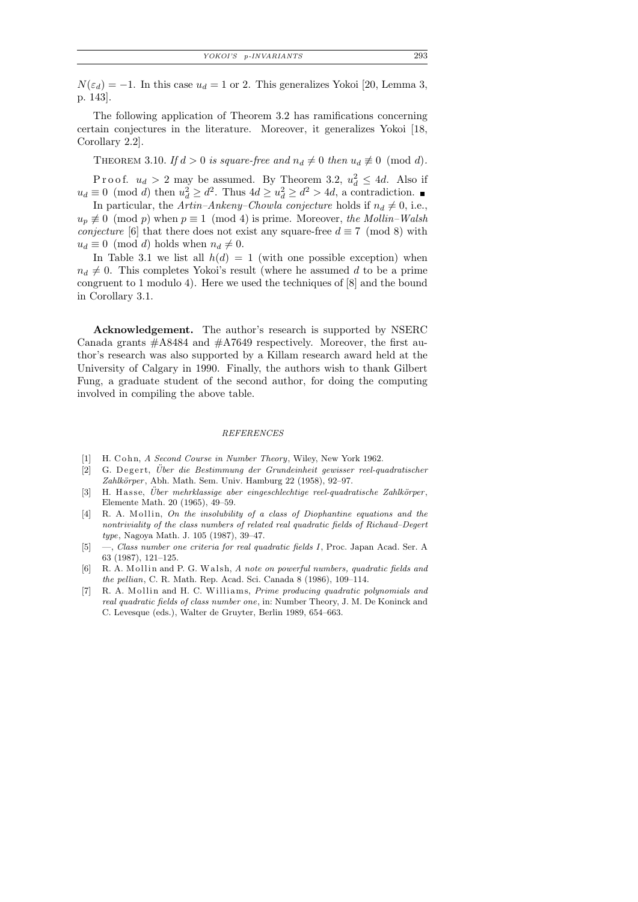$N(\varepsilon_d) = -1$. In this case $u_d = 1$ or 2. This generalizes Yokoi [20, Lemma 3, p. 143].

The following application of Theorem 3.2 has ramifications concerning certain conjectures in the literature. Moreover, it generalizes Yokoi [18, Corollary 2.2].

THEOREM 3.10. *If $d > 0$ is square-free and $n_d \not\equiv 0$ then $u_d \not\equiv 0 \pmod{d}$.*

Proof. $u_d > 2$ may be assumed. By Theorem 3.2, $u_d^2 \leq 4d$. Also if $u_d \equiv 0 \pmod{d}$ then $u_d^2 \geq d^2$. Thus $4d \geq u_d^2 \geq d^2 > 4d$, a contradiction. ∎

In particular, the *Artin–Ankeny–Chowla conjecture* holds if $n_d \neq 0$, i.e., $u_p \not\equiv 0 \pmod{p}$ when $p \equiv 1 \pmod{4}$ is prime. Moreover, *the Mollin–Walsh conjecture* [6] that there does not exist any square-free $d \equiv 7 \pmod{8}$ with $u_d \equiv 0 \pmod{d}$ holds when $n_d \neq 0$.

In Table 3.1 we list all $h(d) = 1$ (with one possible exception) when $n_d \neq 0$. This completes Yokoi's result (where he assumed $d$ to be a prime congruent to 1 modulo 4). Here we used the techniques of [8] and the bound in Corollary 3.1.

**Acknowledgement.** The author's research is supported by NSERC Canada grants #A8484 and #A7649 respectively. Moreover, the first author's research was also supported by a Killam research award held at the University of Calgary in 1990. Finally, the authors wish to thank Gilbert Fung, a graduate student of the second author, for doing the computing involved in compiling the above table.

## REFERENCES

[1] H. Cohn, *A Second Course in Number Theory*, Wiley, New York 1962.

[2] G. Degert, *Über die Bestimmung der Grundeinheit gewisser reel-quadratischer Zahlkörper*, Abh. Math. Sem. Univ. Hamburg 22 (1958), 92–97.

[3] H. Hasse, *Über mehrklassige aber eingeschlechtige reel-quadratische Zahlkörper*, Elemente Math. 20 (1965), 49–59.

[4] R. A. Mollin, *On the insolubility of a class of Diophantine equations and the nontriviality of the class numbers of related real quadratic fields of Richaud–Degert type*, Nagoya Math. J. 105 (1987), 39–47.

[5] —, *Class number one criteria for real quadratic fields I*, Proc. Japan Acad. Ser. A 63 (1987), 121–125.

[6] R. A. Mollin and P. G. Walsh, *A note on powerful numbers, quadratic fields and the pellian*, C. R. Math. Rep. Acad. Sci. Canada 8 (1986), 109–114.

[7] R. A. Mollin and H. C. Williams, *Prime producing quadratic polynomials and real quadratic fields of class number one*, in: Number Theory, J. M. De Koninck and C. Levesque (eds.), Walter de Gruyter, Berlin 1989, 654–663.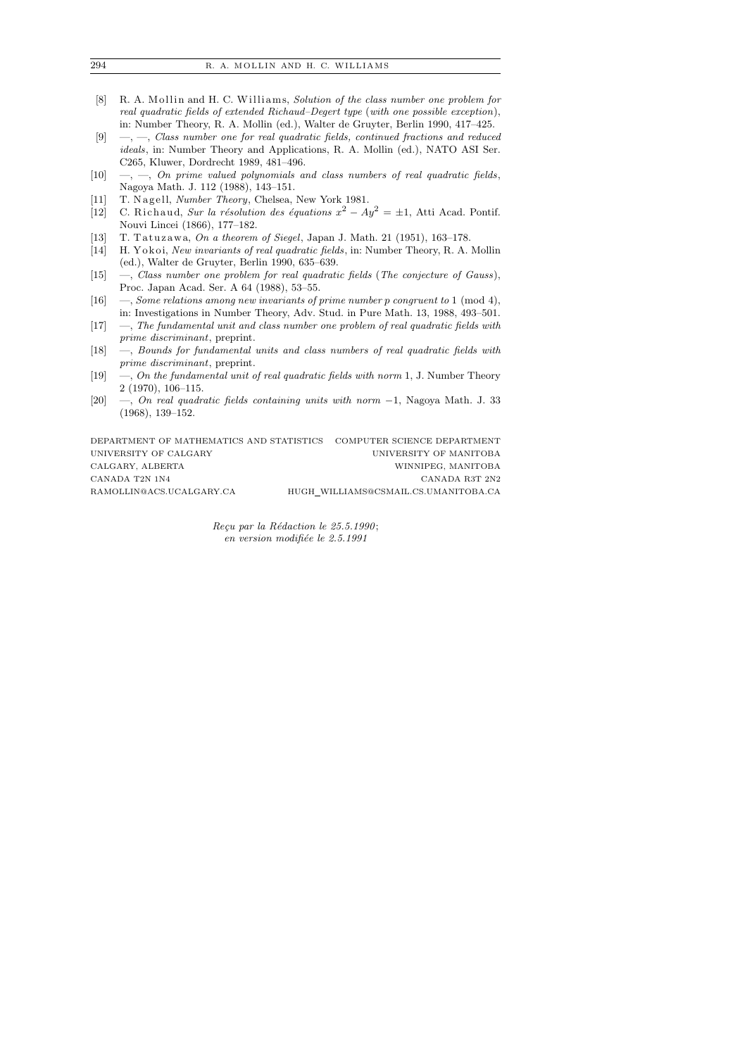[8] R. A. Mollin and H. C. Williams, *Solution of the class number one problem for real quadratic fields of extended Richaud–Degert type* (*with one possible exception*), in: Number Theory, R. A. Mollin (ed.), Walter de Gruyter, Berlin 1990, 417–425.

[9] —, —, *Class number one for real quadratic fields, continued fractions and reduced ideals*, in: Number Theory and Applications, R. A. Mollin (ed.), NATO ASI Ser. C265, Kluwer, Dordrecht 1989, 481–496.

[10] —, —, *On prime valued polynomials and class numbers of real quadratic fields*, Nagoya Math. J. 112 (1988), 143–151.

[11] T. Nagell, *Number Theory*, Chelsea, New York 1981.

[12] C. Richaud, *Sur la résolution des équations* $x^2 - Ay^2 = \pm 1$, Atti Acad. Pontif. Nouvi Lincei (1866), 177–182.

[13] T. Tatuzawa, *On a theorem of Siegel*, Japan J. Math. 21 (1951), 163–178.

[14] H. Yokoi, *New invariants of real quadratic fields*, in: Number Theory, R. A. Mollin (ed.), Walter de Gruyter, Berlin 1990, 635–639.

[15] —, *Class number one problem for real quadratic fields* (*The conjecture of Gauss*), Proc. Japan Acad. Ser. A 64 (1988), 53–55.

[16] —, *Some relations among new invariants of prime number p congruent to* 1 (mod 4), in: Investigations in Number Theory, Adv. Stud. in Pure Math. 13, 1988, 493–501.

[17] —, *The fundamental unit and class number one problem of real quadratic fields with prime discriminant*, preprint.

[18] —, *Bounds for fundamental units and class numbers of real quadratic fields with prime discriminant*, preprint.

[19] —, *On the fundamental unit of real quadratic fields with norm* 1, J. Number Theory 2 (1970), 106–115.

[20] —, *On real quadratic fields containing units with norm* $-1$, Nagoya Math. J. 33 (1968), 139–152.

DEPARTMENT OF MATHEMATICS AND STATISTICS
UNIVERSITY OF CALGARY
CALGARY, ALBERTA
CANADA T2N 1N4
RAMOLLIN@ACS.UCALGARY.CA

COMPUTER SCIENCE DEPARTMENT
UNIVERSITY OF MANITOBA
WINNIPEG, MANITOBA
CANADA R3T 2N2
HUGH_WILLIAMS@CSMAIL.CS.UMANITOBA.CA

*Reçu par la Rédaction le 25.5.1990;*
*en version modifiée le 2.5.1991*